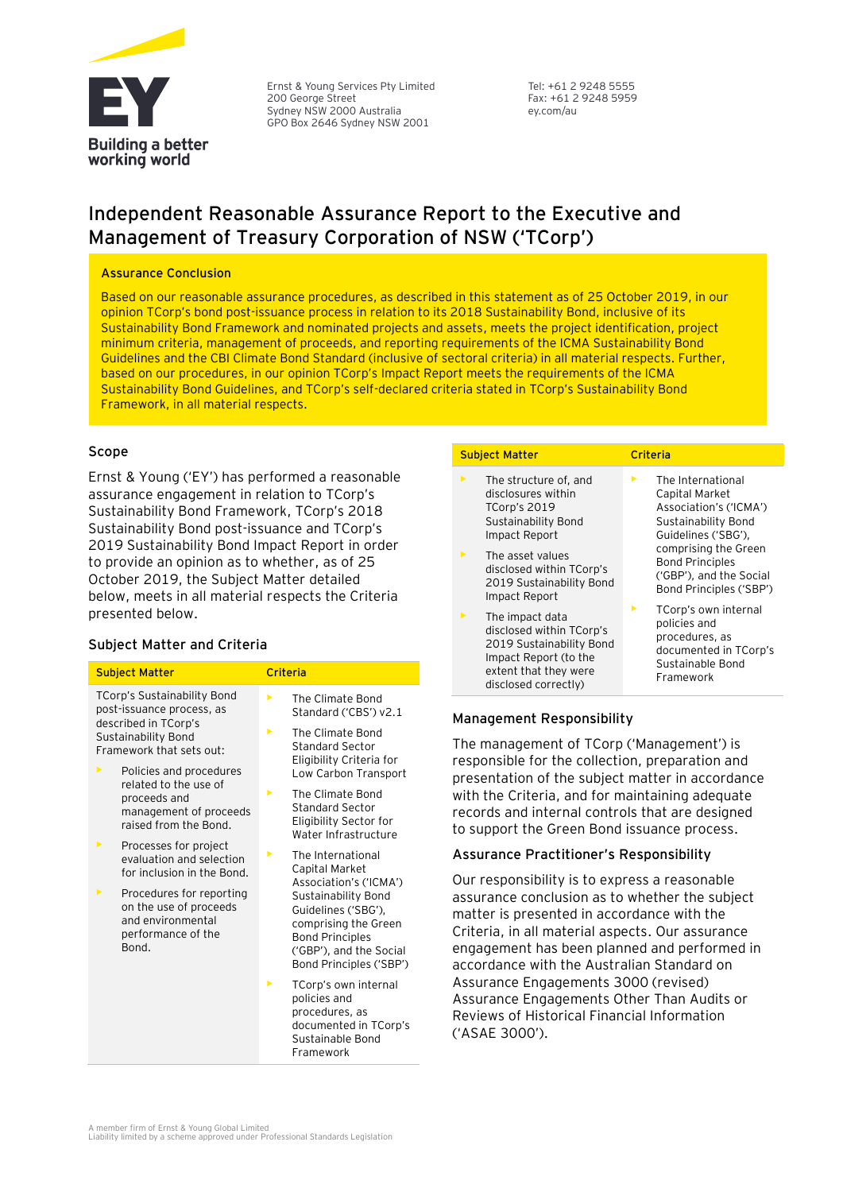Ernst & Young Services Pty Limited
200 George Street
Sydney NSW 2000 Australia
GPO Box 2646 Sydney NSW 2001

Tel: +61 2 9248 5555
Fax: +61 2 9248 5959
ey.com/au

# Independent Reasonable Assurance Report to the Executive and Management of Treasury Corporation of NSW ('TCorp')

### Assurance Conclusion

Based on our reasonable assurance procedures, as described in this statement as of 25 October 2019, in our opinion TCorp's bond post-issuance process in relation to its 2018 Sustainability Bond, inclusive of its Sustainability Bond Framework and nominated projects and assets, meets the project identification, project minimum criteria, management of proceeds, and reporting requirements of the ICMA Sustainability Bond Guidelines and the CBI Climate Bond Standard (inclusive of sectoral criteria) in all material respects. Further, based on our procedures, in our opinion TCorp's Impact Report meets the requirements of the ICMA Sustainability Bond Guidelines, and TCorp's self-declared criteria stated in TCorp's Sustainability Bond Framework, in all material respects.

## Scope

Ernst & Young ('EY') has performed a reasonable assurance engagement in relation to TCorp's Sustainability Bond Framework, TCorp's 2018 Sustainability Bond post-issuance and TCorp's 2019 Sustainability Bond Impact Report in order to provide an opinion as to whether, as of 25 October 2019, the Subject Matter detailed below, meets in all material respects the Criteria presented below.

## Subject Matter and Criteria

| Subject Matter | Criteria |
|---|---|
| TCorp's Sustainability Bond post-issuance process, as described in TCorp's Sustainability Bond Framework that sets out:<br>▸ Policies and procedures related to the use of proceeds and management of proceeds raised from the Bond.<br>▸ Processes for project evaluation and selection for inclusion in the Bond.<br>▸ Procedures for reporting on the use of proceeds and environmental performance of the Bond. | ▸ The Climate Bond Standard ('CBS') v2.1<br>▸ The Climate Bond Standard Sector Eligibility Criteria for Low Carbon Transport<br>▸ The Climate Bond Standard Sector Eligibility Sector for Water Infrastructure<br>▸ The International Capital Market Association's ('ICMA') Sustainability Bond Guidelines ('SBG'), comprising the Green Bond Principles ('GBP'), and the Social Bond Principles ('SBP')<br>▸ TCorp's own internal policies and procedures, as documented in TCorp's Sustainable Bond Framework |
| ▸ The structure of, and disclosures within TCorp's 2019 Sustainability Bond Impact Report<br>▸ The asset values disclosed within TCorp's 2019 Sustainability Bond Impact Report<br>▸ The impact data disclosed within TCorp's 2019 Sustainability Bond Impact Report (to the extent that they were disclosed correctly) | ▸ The International Capital Market Association's ('ICMA') Sustainability Bond Guidelines ('SBG'), comprising the Green Bond Principles ('GBP'), and the Social Bond Principles ('SBP')<br>▸ TCorp's own internal policies and procedures, as documented in TCorp's Sustainable Bond Framework |

## Management Responsibility

The management of TCorp ('Management') is responsible for the collection, preparation and presentation of the subject matter in accordance with the Criteria, and for maintaining adequate records and internal controls that are designed to support the Green Bond issuance process.

## Assurance Practitioner's Responsibility

Our responsibility is to express a reasonable assurance conclusion as to whether the subject matter is presented in accordance with the Criteria, in all material aspects. Our assurance engagement has been planned and performed in accordance with the Australian Standard on Assurance Engagements 3000 (revised) Assurance Engagements Other Than Audits or Reviews of Historical Financial Information ('ASAE 3000').

A member firm of Ernst & Young Global Limited
Liability limited by a scheme approved under Professional Standards Legislation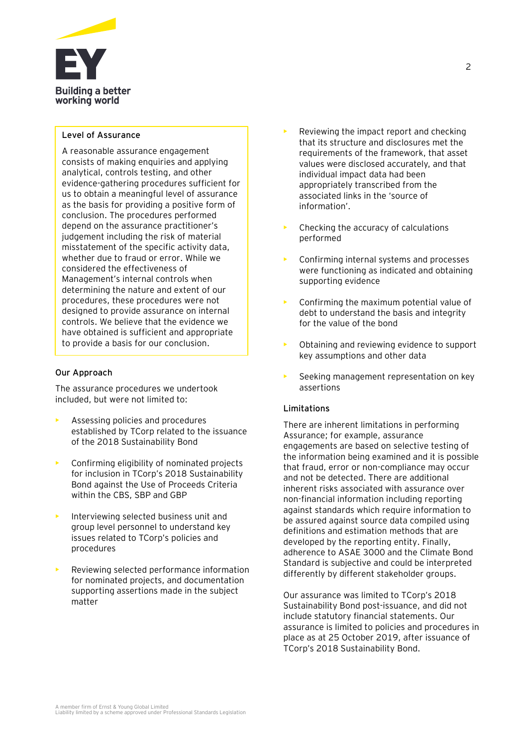### Level of Assurance

A reasonable assurance engagement consists of making enquiries and applying analytical, controls testing, and other evidence-gathering procedures sufficient for us to obtain a meaningful level of assurance as the basis for providing a positive form of conclusion. The procedures performed depend on the assurance practitioner's judgement including the risk of material misstatement of the specific activity data, whether due to fraud or error. While we considered the effectiveness of Management's internal controls when determining the nature and extent of our procedures, these procedures were not designed to provide assurance on internal controls. We believe that the evidence we have obtained is sufficient and appropriate to provide a basis for our conclusion.

### Our Approach

The assurance procedures we undertook included, but were not limited to:

- Assessing policies and procedures established by TCorp related to the issuance of the 2018 Sustainability Bond
- Confirming eligibility of nominated projects for inclusion in TCorp's 2018 Sustainability Bond against the Use of Proceeds Criteria within the CBS, SBP and GBP
- Interviewing selected business unit and group level personnel to understand key issues related to TCorp's policies and procedures
- Reviewing selected performance information for nominated projects, and documentation supporting assertions made in the subject matter
- Reviewing the impact report and checking that its structure and disclosures met the requirements of the framework, that asset values were disclosed accurately, and that individual impact data had been appropriately transcribed from the associated links in the 'source of information'.
- Checking the accuracy of calculations performed
- Confirming internal systems and processes were functioning as indicated and obtaining supporting evidence
- Confirming the maximum potential value of debt to understand the basis and integrity for the value of the bond
- Obtaining and reviewing evidence to support key assumptions and other data
- Seeking management representation on key assertions

### Limitations

There are inherent limitations in performing Assurance; for example, assurance engagements are based on selective testing of the information being examined and it is possible that fraud, error or non-compliance may occur and not be detected. There are additional inherent risks associated with assurance over non-financial information including reporting against standards which require information to be assured against source data compiled using definitions and estimation methods that are developed by the reporting entity. Finally, adherence to ASAE 3000 and the Climate Bond Standard is subjective and could be interpreted differently by different stakeholder groups.

Our assurance was limited to TCorp's 2018 Sustainability Bond post-issuance, and did not include statutory financial statements. Our assurance is limited to policies and procedures in place as at 25 October 2019, after issuance of TCorp's 2018 Sustainability Bond.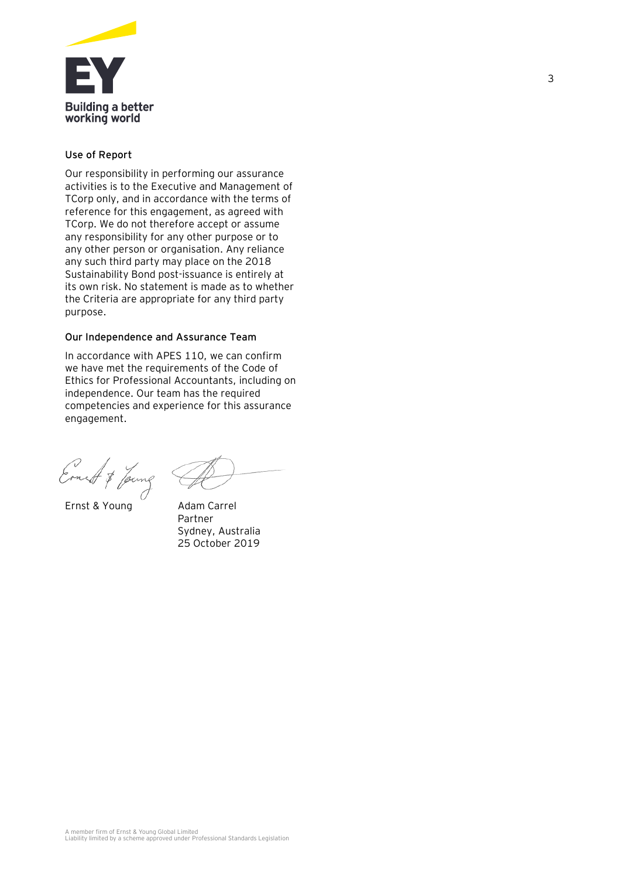### Use of Report

Our responsibility in performing our assurance activities is to the Executive and Management of TCorp only, and in accordance with the terms of reference for this engagement, as agreed with TCorp. We do not therefore accept or assume any responsibility for any other purpose or to any other person or organisation. Any reliance any such third party may place on the 2018 Sustainability Bond post-issuance is entirely at its own risk. No statement is made as to whether the Criteria are appropriate for any third party purpose.

### Our Independence and Assurance Team

In accordance with APES 110, we can confirm we have met the requirements of the Code of Ethics for Professional Accountants, including on independence. Our team has the required competencies and experience for this assurance engagement.

Ernst & Young

Adam Carrel
Partner
Sydney, Australia
25 October 2019

A member firm of Ernst & Young Global Limited
Liability limited by a scheme approved under Professional Standards Legislation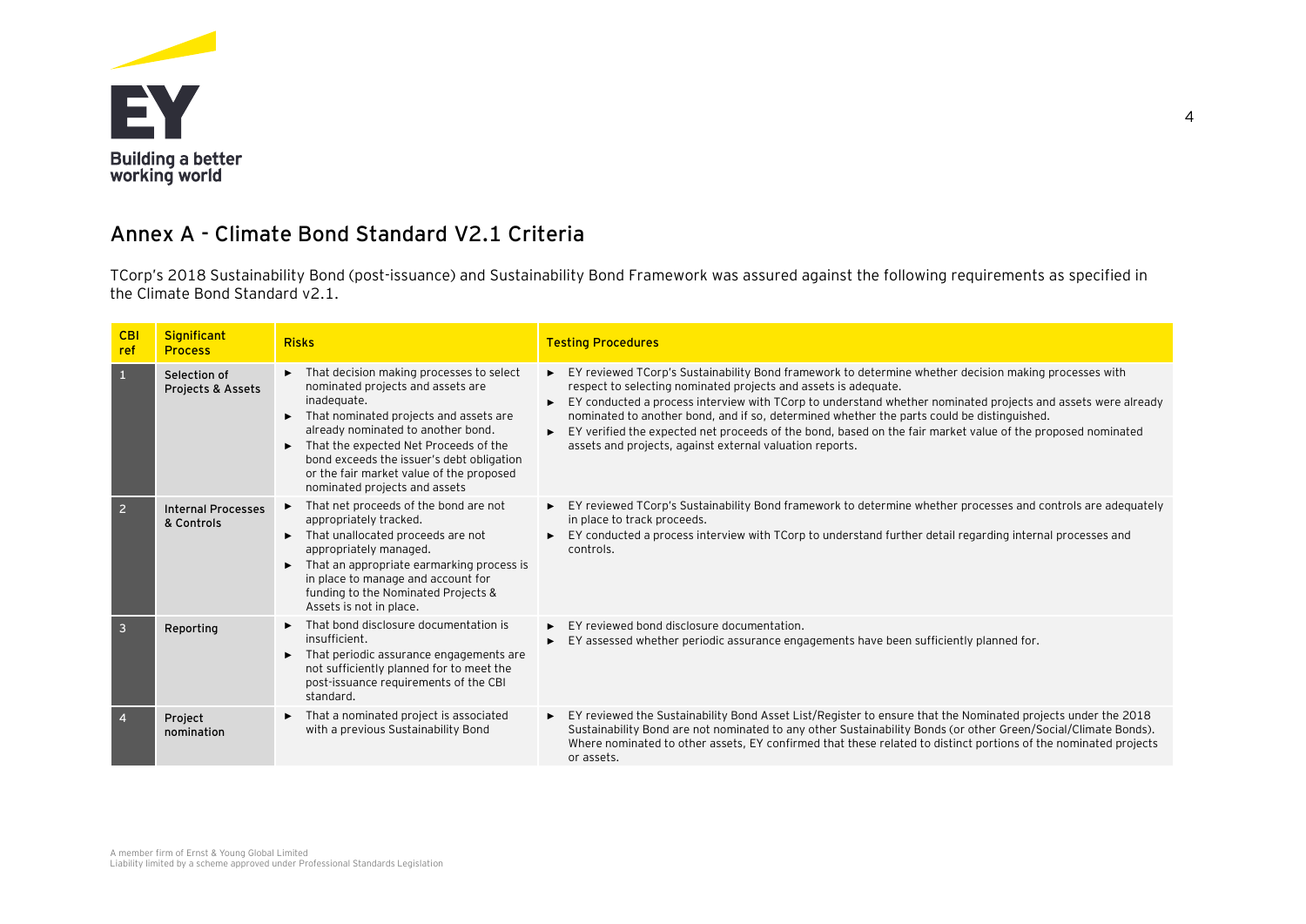## Annex A - Climate Bond Standard V2.1 Criteria

TCorp's 2018 Sustainability Bond (post-issuance) and Sustainability Bond Framework was assured against the following requirements as specified in the Climate Bond Standard v2.1.

| CBI ref | Significant Process | Risks | Testing Procedures |
|---|---|---|---|
| 1 | Selection of Projects & Assets | ► That decision making processes to select nominated projects and assets are inadequate.<br>► That nominated projects and assets are already nominated to another bond.<br>► That the expected Net Proceeds of the bond exceeds the issuer's debt obligation or the fair market value of the proposed nominated projects and assets | ► EY reviewed TCorp's Sustainability Bond framework to determine whether decision making processes with respect to selecting nominated projects and assets is adequate.<br>► EY conducted a process interview with TCorp to understand whether nominated projects and assets were already nominated to another bond, and if so, determined whether the parts could be distinguished.<br>► EY verified the expected net proceeds of the bond, based on the fair market value of the proposed nominated assets and projects, against external valuation reports. |
| 2 | Internal Processes & Controls | ► That net proceeds of the bond are not appropriately tracked.<br>► That unallocated proceeds are not appropriately managed.<br>► That an appropriate earmarking process is in place to manage and account for funding to the Nominated Projects & Assets is not in place. | ► EY reviewed TCorp's Sustainability Bond framework to determine whether processes and controls are adequately in place to track proceeds.<br>► EY conducted a process interview with TCorp to understand further detail regarding internal processes and controls. |
| 3 | Reporting | ► That bond disclosure documentation is insufficient.<br>► That periodic assurance engagements are not sufficiently planned for to meet the post-issuance requirements of the CBI standard. | ► EY reviewed bond disclosure documentation.<br>► EY assessed whether periodic assurance engagements have been sufficiently planned for. |
| 4 | Project nomination | ► That a nominated project is associated with a previous Sustainability Bond | ► EY reviewed the Sustainability Bond Asset List/Register to ensure that the Nominated projects under the 2018 Sustainability Bond are not nominated to any other Sustainability Bonds (or other Green/Social/Climate Bonds). Where nominated to other assets, EY confirmed that these related to distinct portions of the nominated projects or assets. |

A member firm of Ernst & Young Global Limited
Liability limited by a scheme approved under Professional Standards Legislation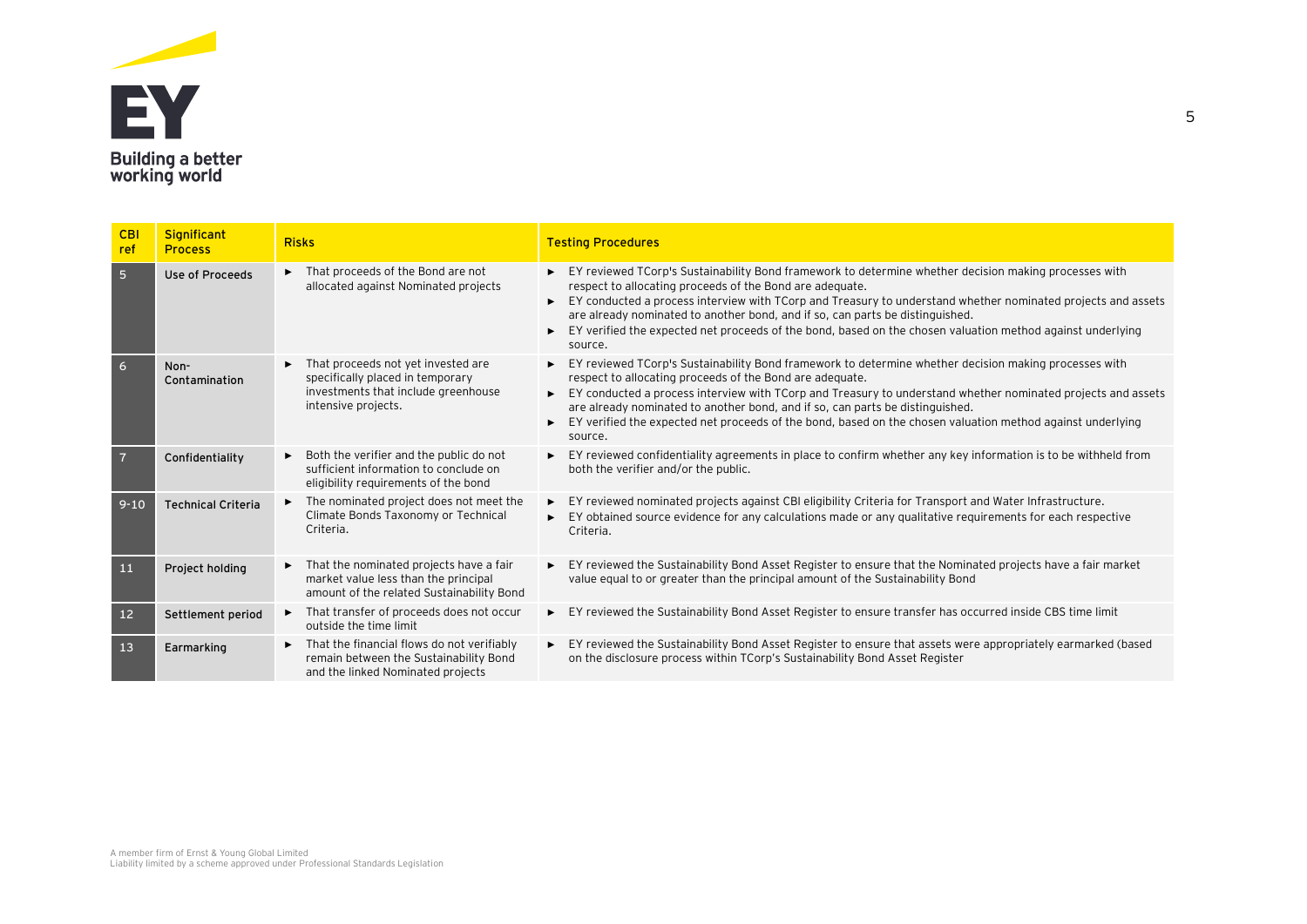| CBI ref | Significant Process | Risks | Testing Procedures |
|---|---|---|---|
| 5 | Use of Proceeds | ► That proceeds of the Bond are not allocated against Nominated projects | ► EY reviewed TCorp's Sustainability Bond framework to determine whether decision making processes with respect to allocating proceeds of the Bond are adequate.<br>► EY conducted a process interview with TCorp and Treasury to understand whether nominated projects and assets are already nominated to another bond, and if so, can parts be distinguished.<br>► EY verified the expected net proceeds of the bond, based on the chosen valuation method against underlying source. |
| 6 | Non-Contamination | ► That proceeds not yet invested are specifically placed in temporary investments that include greenhouse intensive projects. | ► EY reviewed TCorp's Sustainability Bond framework to determine whether decision making processes with respect to allocating proceeds of the Bond are adequate.<br>► EY conducted a process interview with TCorp and Treasury to understand whether nominated projects and assets are already nominated to another bond, and if so, can parts be distinguished.<br>► EY verified the expected net proceeds of the bond, based on the chosen valuation method against underlying source. |
| 7 | Confidentiality | ► Both the verifier and the public do not sufficient information to conclude on eligibility requirements of the bond | ► EY reviewed confidentiality agreements in place to confirm whether any key information is to be withheld from both the verifier and/or the public. |
| 9-10 | Technical Criteria | ► The nominated project does not meet the Climate Bonds Taxonomy or Technical Criteria. | ► EY reviewed nominated projects against CBI eligibility Criteria for Transport and Water Infrastructure.<br>► EY obtained source evidence for any calculations made or any qualitative requirements for each respective Criteria. |
| 11 | Project holding | ► That the nominated projects have a fair market value less than the principal amount of the related Sustainability Bond | ► EY reviewed the Sustainability Bond Asset Register to ensure that the Nominated projects have a fair market value equal to or greater than the principal amount of the Sustainability Bond |
| 12 | Settlement period | ► That transfer of proceeds does not occur outside the time limit | ► EY reviewed the Sustainability Bond Asset Register to ensure transfer has occurred inside CBS time limit |
| 13 | Earmarking | ► That the financial flows do not verifiably remain between the Sustainability Bond and the linked Nominated projects | ► EY reviewed the Sustainability Bond Asset Register to ensure that assets were appropriately earmarked (based on the disclosure process within TCorp's Sustainability Bond Asset Register |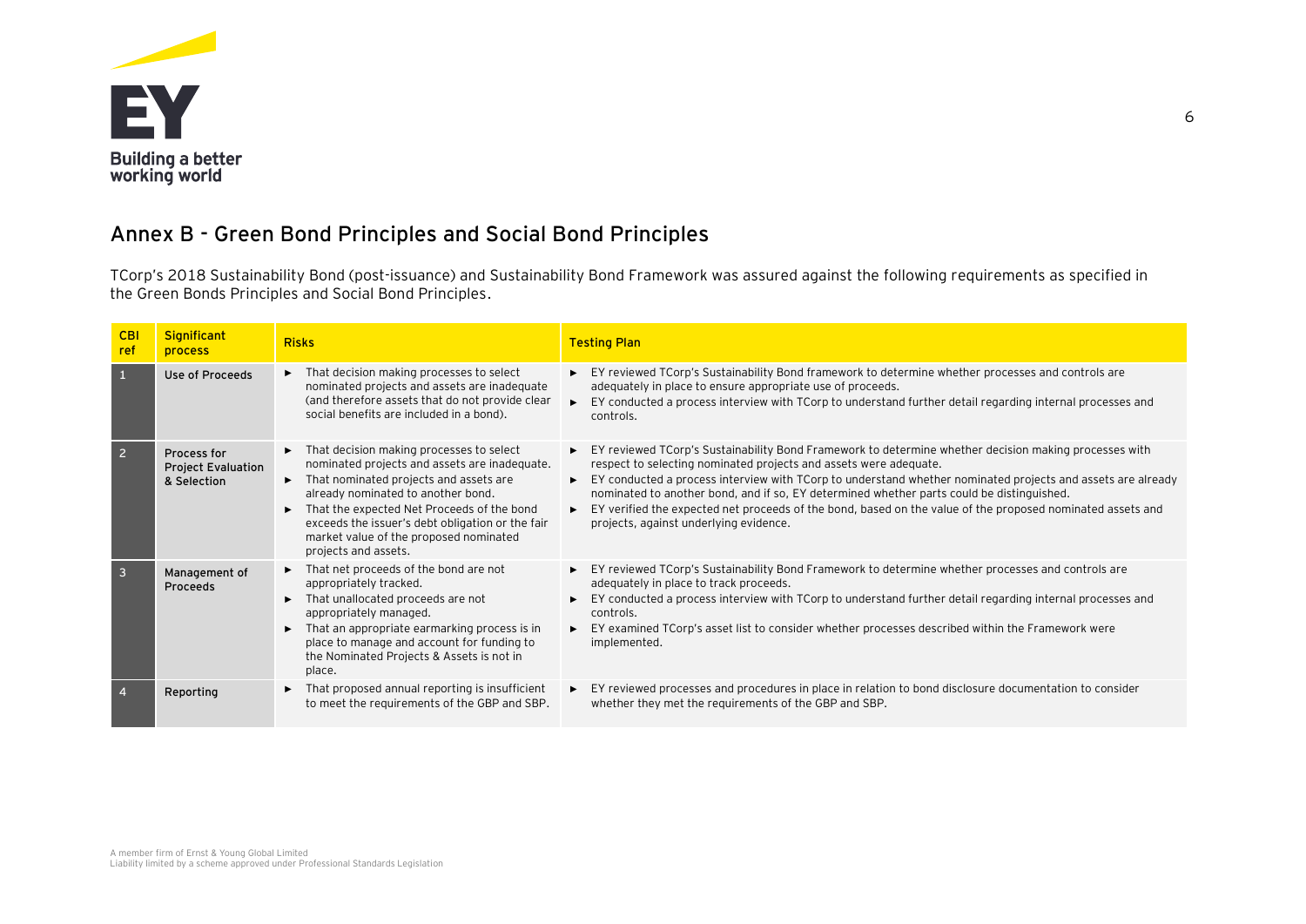## Annex B - Green Bond Principles and Social Bond Principles

TCorp's 2018 Sustainability Bond (post-issuance) and Sustainability Bond Framework was assured against the following requirements as specified in the Green Bonds Principles and Social Bond Principles.

| CBI ref | Significant process | Risks | Testing Plan |
|---|---|---|---|
| 1 | Use of Proceeds | ► That decision making processes to select nominated projects and assets are inadequate (and therefore assets that do not provide clear social benefits are included in a bond). | ► EY reviewed TCorp's Sustainability Bond framework to determine whether processes and controls are adequately in place to ensure appropriate use of proceeds.<br>► EY conducted a process interview with TCorp to understand further detail regarding internal processes and controls. |
| 2 | Process for Project Evaluation & Selection | ► That decision making processes to select nominated projects and assets are inadequate.<br>► That nominated projects and assets are already nominated to another bond.<br>► That the expected Net Proceeds of the bond exceeds the issuer's debt obligation or the fair market value of the proposed nominated projects and assets. | ► EY reviewed TCorp's Sustainability Bond Framework to determine whether decision making processes with respect to selecting nominated projects and assets were adequate.<br>► EY conducted a process interview with TCorp to understand whether nominated projects and assets are already nominated to another bond, and if so, EY determined whether parts could be distinguished.<br>► EY verified the expected net proceeds of the bond, based on the value of the proposed nominated assets and projects, against underlying evidence. |
| 3 | Management of Proceeds | ► That net proceeds of the bond are not appropriately tracked.<br>► That unallocated proceeds are not appropriately managed.<br>► That an appropriate earmarking process is in place to manage and account for funding to the Nominated Projects & Assets is not in place. | ► EY reviewed TCorp's Sustainability Bond Framework to determine whether processes and controls are adequately in place to track proceeds.<br>► EY conducted a process interview with TCorp to understand further detail regarding internal processes and controls.<br>► EY examined TCorp's asset list to consider whether processes described within the Framework were implemented. |
| 4 | Reporting | ► That proposed annual reporting is insufficient to meet the requirements of the GBP and SBP. | ► EY reviewed processes and procedures in place in relation to bond disclosure documentation to consider whether they met the requirements of the GBP and SBP. |

A member firm of Ernst & Young Global Limited
Liability limited by a scheme approved under Professional Standards Legislation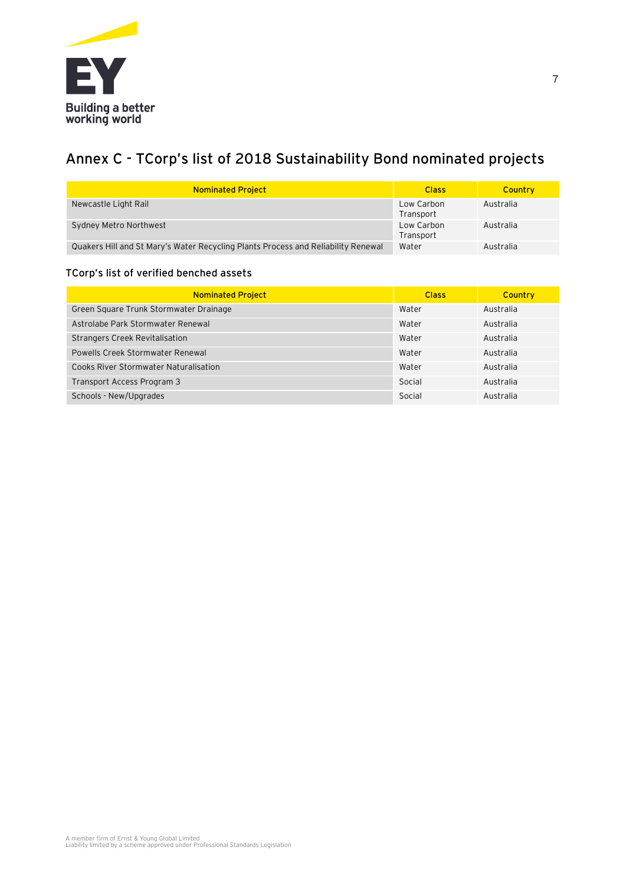## Annex C - TCorp's list of 2018 Sustainability Bond nominated projects

| Nominated Project | Class | Country |
| --- | --- | --- |
| Newcastle Light Rail | Low Carbon Transport | Australia |
| Sydney Metro Northwest | Low Carbon Transport | Australia |
| Quakers Hill and St Mary's Water Recycling Plants Process and Reliability Renewal | Water | Australia |

### TCorp's list of verified benched assets

| Nominated Project | Class | Country |
| --- | --- | --- |
| Green Square Trunk Stormwater Drainage | Water | Australia |
| Astrolabe Park Stormwater Renewal | Water | Australia |
| Strangers Creek Revitalisation | Water | Australia |
| Powells Creek Stormwater Renewal | Water | Australia |
| Cooks River Stormwater Naturalisation | Water | Australia |
| Transport Access Program 3 | Social | Australia |
| Schools - New/Upgrades | Social | Australia |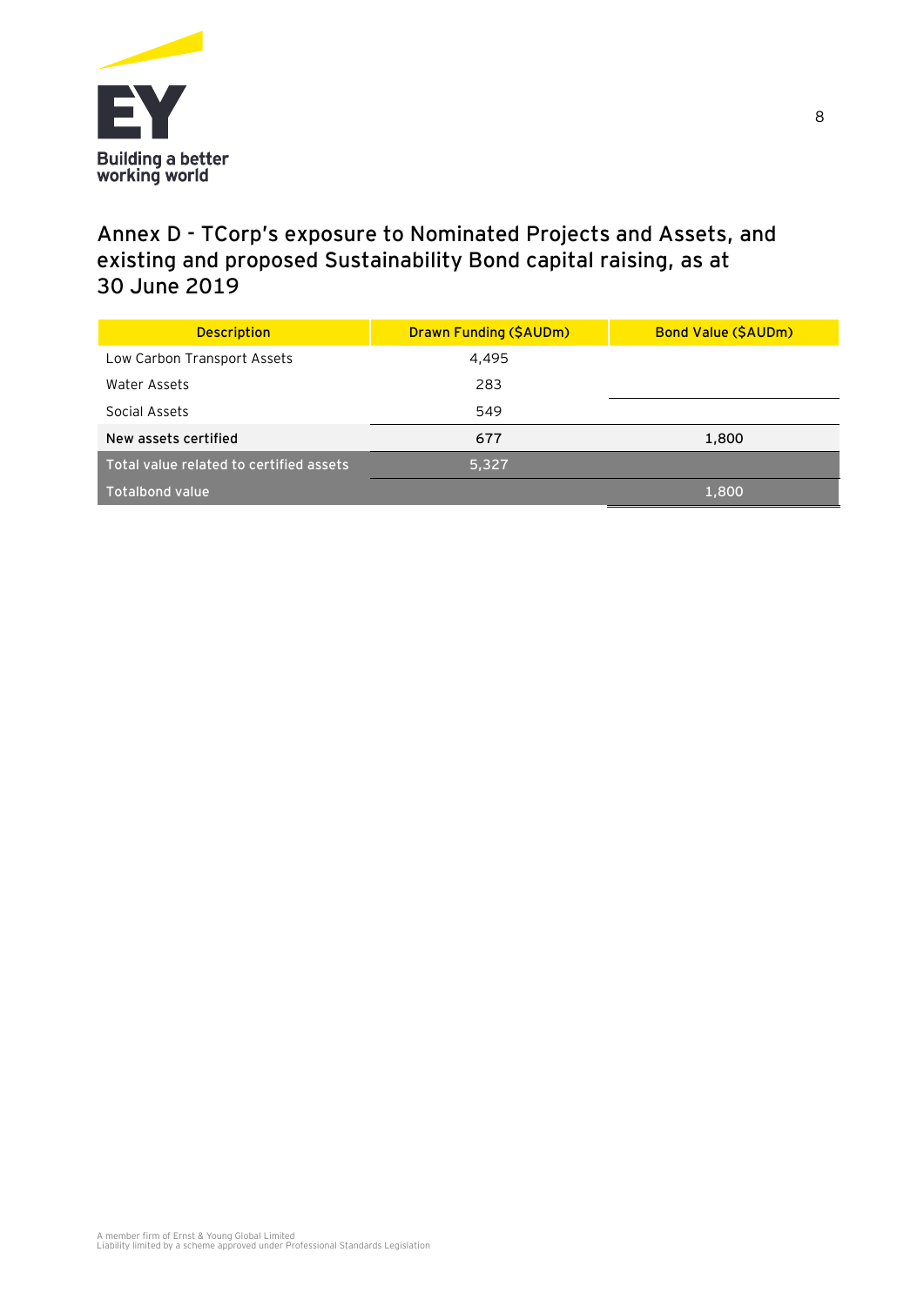## Annex D - TCorp's exposure to Nominated Projects and Assets, and existing and proposed Sustainability Bond capital raising, as at 30 June 2019

| Description | Drawn Funding ($AUDm) | Bond Value ($AUDm) |
|---|---|---|
| Low Carbon Transport Assets | 4,495 | |
| Water Assets | 283 | |
| Social Assets | 549 | |
| **New assets certified** | **677** | **1,800** |
| **Total value related to certified assets** | **5,327** | |
| **Totalbond value** | | **1,800** |

A member firm of Ernst & Young Global Limited
Liability limited by a scheme approved under Professional Standards Legislation